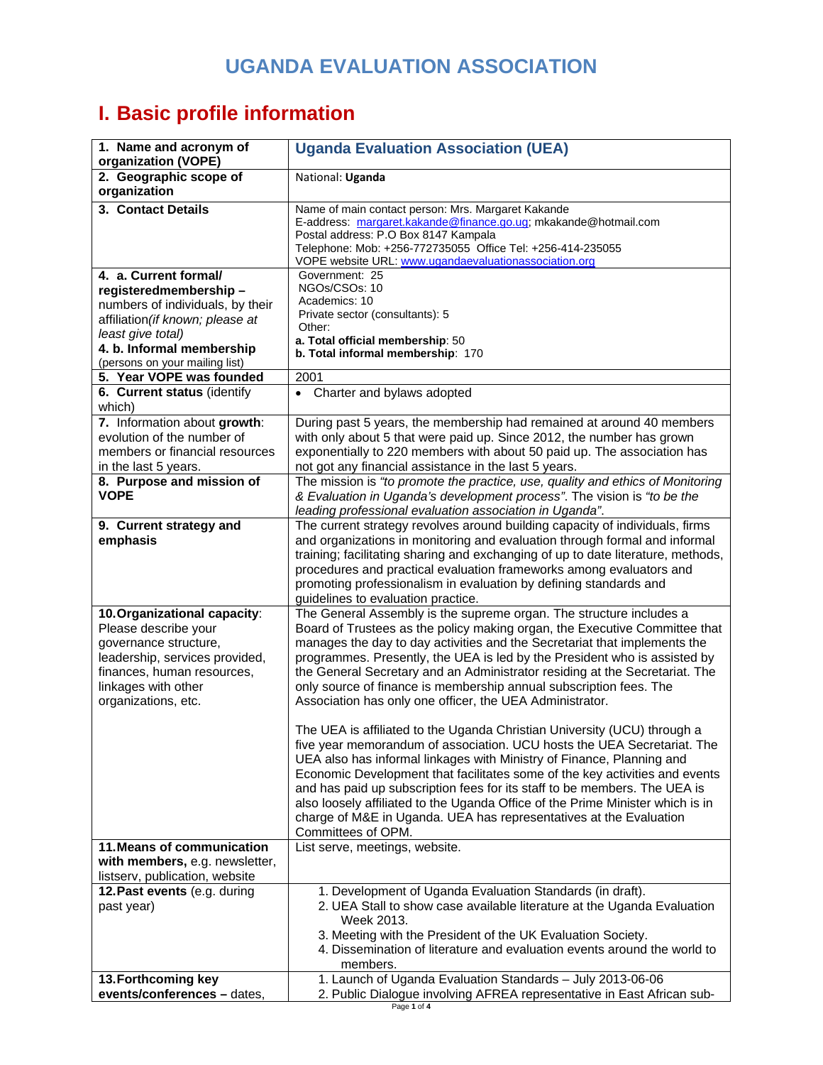# UGANDA EVALUATION ASSOCIATION

## I. Basic profile information

| | |
|---|---|
| **1. Name and acronym of organization (VOPE)** | **Uganda Evaluation Association (UEA)** |
| **2. Geographic scope of organization** | National: **Uganda** |
| **3. Contact Details** | Name of main contact person: Mrs. Margaret Kakande<br>E-address: margaret.kakande@finance.go.ug; mkakande@hotmail.com<br>Postal address: P.O Box 8147 Kampala<br>Telephone: Mob: +256-772735055 Office Tel: +256-414-235055<br>VOPE website URL: www.ugandaevaluationassociation.org |
| **4. a. Current formal/ registeredmembership –** numbers of individuals, by their affiliation*(if known; please at least give total)*<br>**4. b. Informal membership** (persons on your mailing list) | Government: 25<br>NGOs/CSOs: 10<br>Academics: 10<br>Private sector (consultants): 5<br>Other:<br>**a. Total official membership**: 50<br>**b. Total informal membership**: 170 |
| **5. Year VOPE was founded** | 2001 |
| **6. Current status** (identify which) | • Charter and bylaws adopted |
| **7.** Information about **growth**: evolution of the number of members or financial resources in the last 5 years. | During past 5 years, the membership had remained at around 40 members with only about 5 that were paid up. Since 2012, the number has grown exponentially to 220 members with about 50 paid up. The association has not got any financial assistance in the last 5 years. |
| **8. Purpose and mission of VOPE** | The mission is *"to promote the practice, use, quality and ethics of Monitoring & Evaluation in Uganda's development process"*. The vision is *"to be the leading professional evaluation association in Uganda"*. |
| **9. Current strategy and emphasis** | The current strategy revolves around building capacity of individuals, firms and organizations in monitoring and evaluation through formal and informal training; facilitating sharing and exchanging of up to date literature, methods, procedures and practical evaluation frameworks among evaluators and promoting professionalism in evaluation by defining standards and guidelines to evaluation practice. |
| **10. Organizational capacity**: Please describe your governance structure, leadership, services provided, finances, human resources, linkages with other organizations, etc. | The General Assembly is the supreme organ. The structure includes a Board of Trustees as the policy making organ, the Executive Committee that manages the day to day activities and the Secretariat that implements the programmes. Presently, the UEA is led by the President who is assisted by the General Secretary and an Administrator residing at the Secretariat. The only source of finance is membership annual subscription fees. The Association has only one officer, the UEA Administrator.<br><br>The UEA is affiliated to the Uganda Christian University (UCU) through a five year memorandum of association. UCU hosts the UEA Secretariat. The UEA also has informal linkages with Ministry of Finance, Planning and Economic Development that facilitates some of the key activities and events and has paid up subscription fees for its staff to be members. The UEA is also loosely affiliated to the Uganda Office of the Prime Minister which is in charge of M&E in Uganda. UEA has representatives at the Evaluation Committees of OPM. |
| **11. Means of communication with members,** e.g. newsletter, listserv, publication, website | List serve, meetings, website. |
| **12. Past events** (e.g. during past year) | 1. Development of Uganda Evaluation Standards (in draft).<br>2. UEA Stall to show case available literature at the Uganda Evaluation Week 2013.<br>3. Meeting with the President of the UK Evaluation Society.<br>4. Dissemination of literature and evaluation events around the world to members. |
| **13. Forthcoming key events/conferences –** dates, | 1. Launch of Uganda Evaluation Standards – July 2013-06-06<br>2. Public Dialogue involving AFREA representative in East African sub- |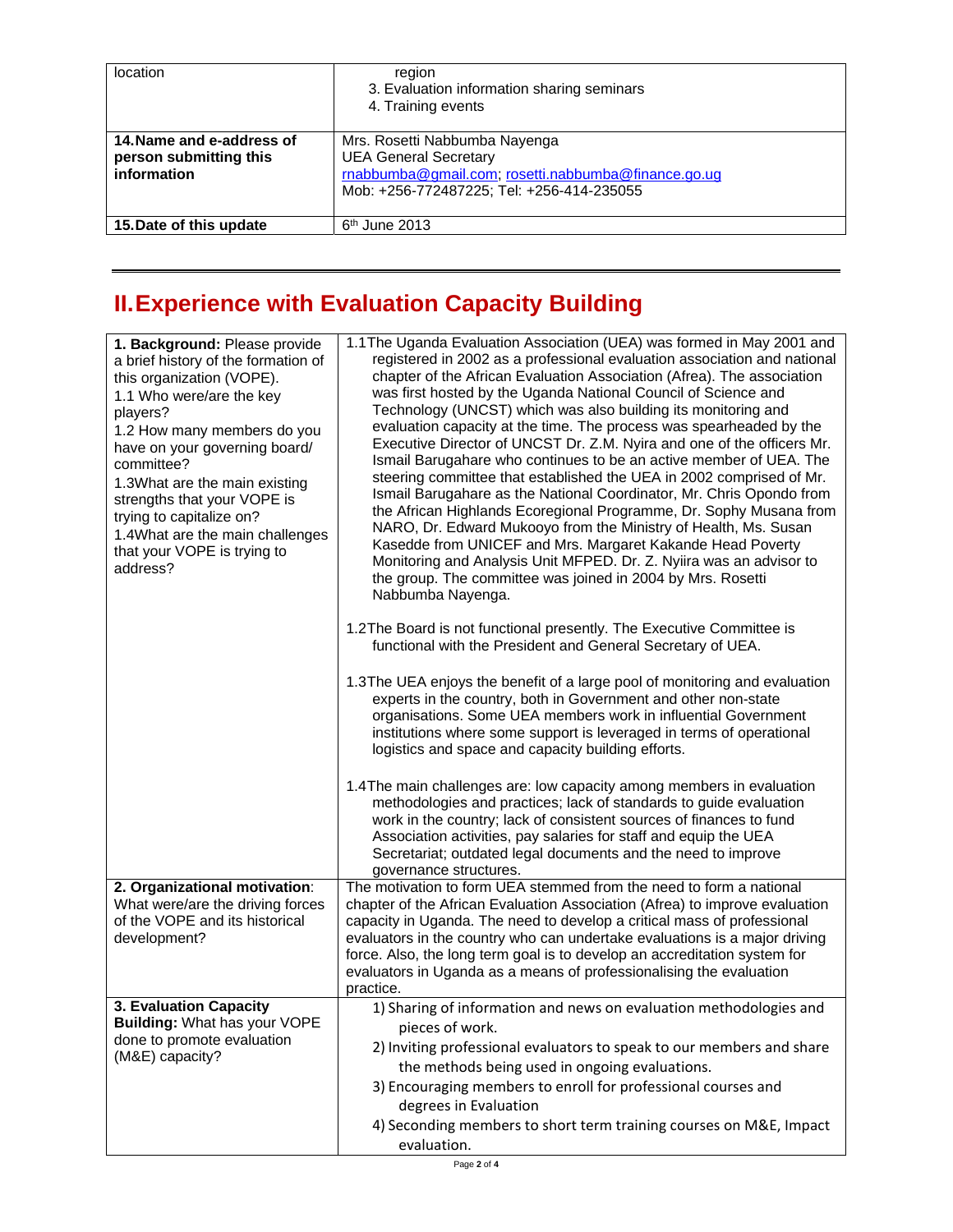| location | region<br>3. Evaluation information sharing seminars<br>4. Training events |
|---|---|
| **14. Name and e-address of person submitting this information** | Mrs. Rosetti Nabbumba Nayenga<br>UEA General Secretary<br>rnabbumba@gmail.com; rosetti.nabbumba@finance.go.ug<br>Mob: +256-772487225; Tel: +256-414-235055 |
| **15. Date of this update** | 6th June 2013 |

# II. Experience with Evaluation Capacity Building

| | |
|---|---|
| **1. Background:** Please provide a brief history of the formation of this organization (VOPE).<br>1.1 Who were/are the key players?<br>1.2 How many members do you have on your governing board/ committee?<br>1.3 What are the main existing strengths that your VOPE is trying to capitalize on?<br>1.4 What are the main challenges that your VOPE is trying to address? | 1.1 The Uganda Evaluation Association (UEA) was formed in May 2001 and registered in 2002 as a professional evaluation association and national chapter of the African Evaluation Association (Afrea). The association was first hosted by the Uganda National Council of Science and Technology (UNCST) which was also building its monitoring and evaluation capacity at the time. The process was spearheaded by the Executive Director of UNCST Dr. Z.M. Nyira and one of the officers Mr. Ismail Barugahare who continues to be an active member of UEA. The steering committee that established the UEA in 2002 comprised of Mr. Ismail Barugahare as the National Coordinator, Mr. Chris Opondo from the African Highlands Ecoregional Programme, Dr. Sophy Musana from NARO, Dr. Edward Mukooyo from the Ministry of Health, Ms. Susan Kasedde from UNICEF and Mrs. Margaret Kakande Head Poverty Monitoring and Analysis Unit MFPED. Dr. Z. Nyiira was an advisor to the group. The committee was joined in 2004 by Mrs. Rosetti Nabbumba Nayenga.<br><br>1.2 The Board is not functional presently. The Executive Committee is functional with the President and General Secretary of UEA.<br><br>1.3 The UEA enjoys the benefit of a large pool of monitoring and evaluation experts in the country, both in Government and other non-state organisations. Some UEA members work in influential Government institutions where some support is leveraged in terms of operational logistics and space and capacity building efforts.<br><br>1.4 The main challenges are: low capacity among members in evaluation methodologies and practices; lack of standards to guide evaluation work in the country; lack of consistent sources of finances to fund Association activities, pay salaries for staff and equip the UEA Secretariat; outdated legal documents and the need to improve governance structures. |
| **2. Organizational motivation**: What were/are the driving forces of the VOPE and its historical development? | The motivation to form UEA stemmed from the need to form a national chapter of the African Evaluation Association (Afrea) to improve evaluation capacity in Uganda. The need to develop a critical mass of professional evaluators in the country who can undertake evaluations is a major driving force. Also, the long term goal is to develop an accreditation system for evaluators in Uganda as a means of professionalising the evaluation practice. |
| **3. Evaluation Capacity Building:** What has your VOPE done to promote evaluation (M&E) capacity? | 1) Sharing of information and news on evaluation methodologies and pieces of work.<br>2) Inviting professional evaluators to speak to our members and share the methods being used in ongoing evaluations.<br>3) Encouraging members to enroll for professional courses and degrees in Evaluation<br>4) Seconding members to short term training courses on M&E, Impact evaluation. |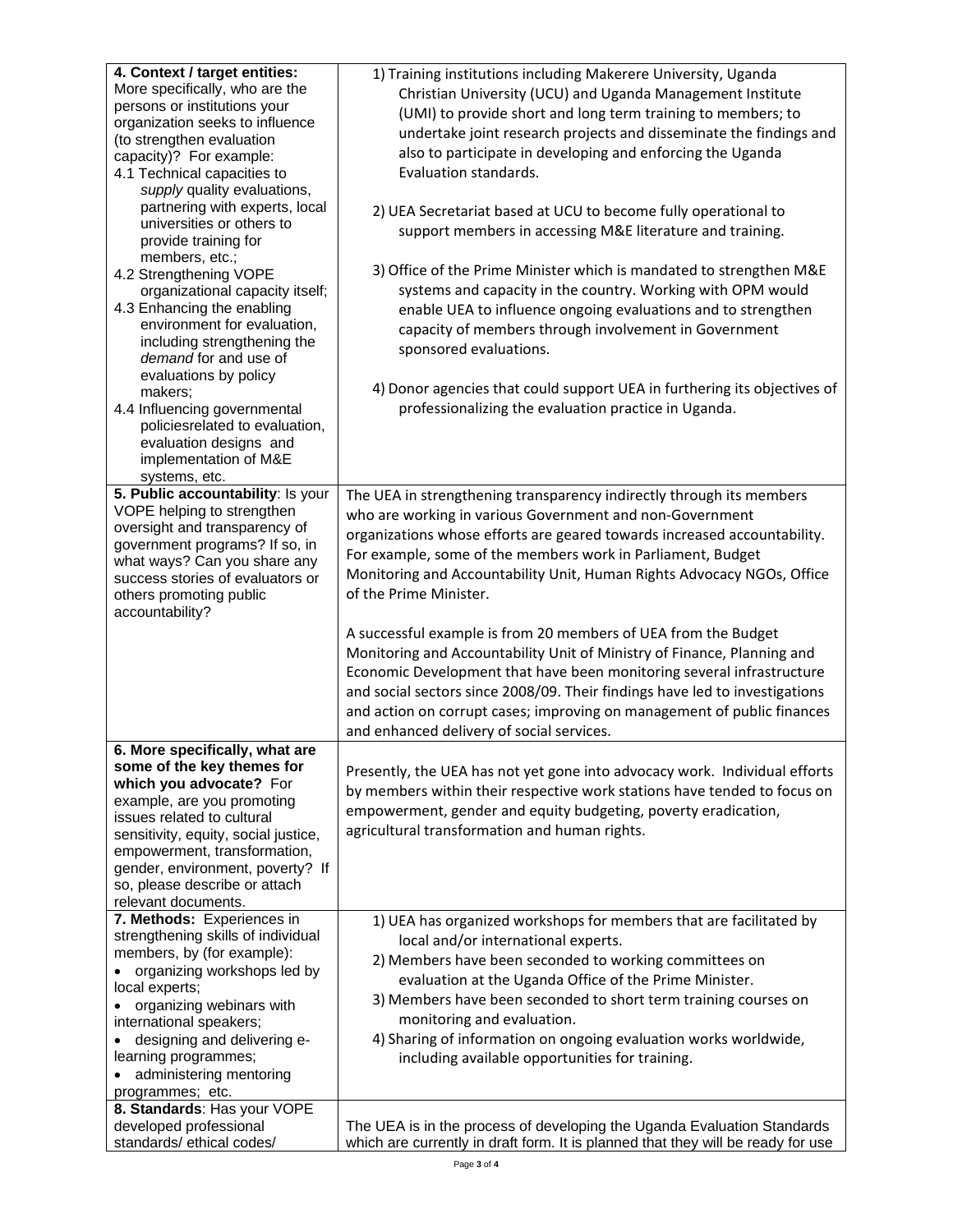| | |
|---|---|
| **4. Context / target entities:** More specifically, who are the persons or institutions your organization seeks to influence (to strengthen evaluation capacity)? For example:<br>4.1 Technical capacities to *supply* quality evaluations, partnering with experts, local universities or others to provide training for members, etc.;<br>4.2 Strengthening VOPE organizational capacity itself;<br>4.3 Enhancing the enabling environment for evaluation, including strengthening the *demand* for and use of evaluations by policy makers;<br>4.4 Influencing governmental policiesrelated to evaluation, evaluation designs and implementation of M&E systems, etc. | 1) Training institutions including Makerere University, Uganda Christian University (UCU) and Uganda Management Institute (UMI) to provide short and long term training to members; to undertake joint research projects and disseminate the findings and also to participate in developing and enforcing the Uganda Evaluation standards.<br><br>2) UEA Secretariat based at UCU to become fully operational to support members in accessing M&E literature and training.<br><br>3) Office of the Prime Minister which is mandated to strengthen M&E systems and capacity in the country. Working with OPM would enable UEA to influence ongoing evaluations and to strengthen capacity of members through involvement in Government sponsored evaluations.<br><br>4) Donor agencies that could support UEA in furthering its objectives of professionalizing the evaluation practice in Uganda. |
| **5. Public accountability**: Is your VOPE helping to strengthen oversight and transparency of government programs? If so, in what ways? Can you share any success stories of evaluators or others promoting public accountability? | The UEA in strengthening transparency indirectly through its members who are working in various Government and non-Government organizations whose efforts are geared towards increased accountability. For example, some of the members work in Parliament, Budget Monitoring and Accountability Unit, Human Rights Advocacy NGOs, Office of the Prime Minister.<br><br>A successful example is from 20 members of UEA from the Budget Monitoring and Accountability Unit of Ministry of Finance, Planning and Economic Development that have been monitoring several infrastructure and social sectors since 2008/09. Their findings have led to investigations and action on corrupt cases; improving on management of public finances and enhanced delivery of social services. |
| **6. More specifically, what are some of the key themes for which you advocate?** For example, are you promoting issues related to cultural sensitivity, equity, social justice, empowerment, transformation, gender, environment, poverty? If so, please describe or attach relevant documents. | Presently, the UEA has not yet gone into advocacy work. Individual efforts by members within their respective work stations have tended to focus on empowerment, gender and equity budgeting, poverty eradication, agricultural transformation and human rights. |
| **7. Methods:** Experiences in strengthening skills of individual members, by (for example):<br>• organizing workshops led by local experts;<br>• organizing webinars with international speakers;<br>• designing and delivering e-learning programmes;<br>• administering mentoring programmes; etc. | 1) UEA has organized workshops for members that are facilitated by local and/or international experts.<br>2) Members have been seconded to working committees on evaluation at the Uganda Office of the Prime Minister.<br>3) Members have been seconded to short term training courses on monitoring and evaluation.<br>4) Sharing of information on ongoing evaluation works worldwide, including available opportunities for training. |
| **8. Standards**: Has your VOPE developed professional standards/ ethical codes/ | The UEA is in the process of developing the Uganda Evaluation Standards which are currently in draft form. It is planned that they will be ready for use |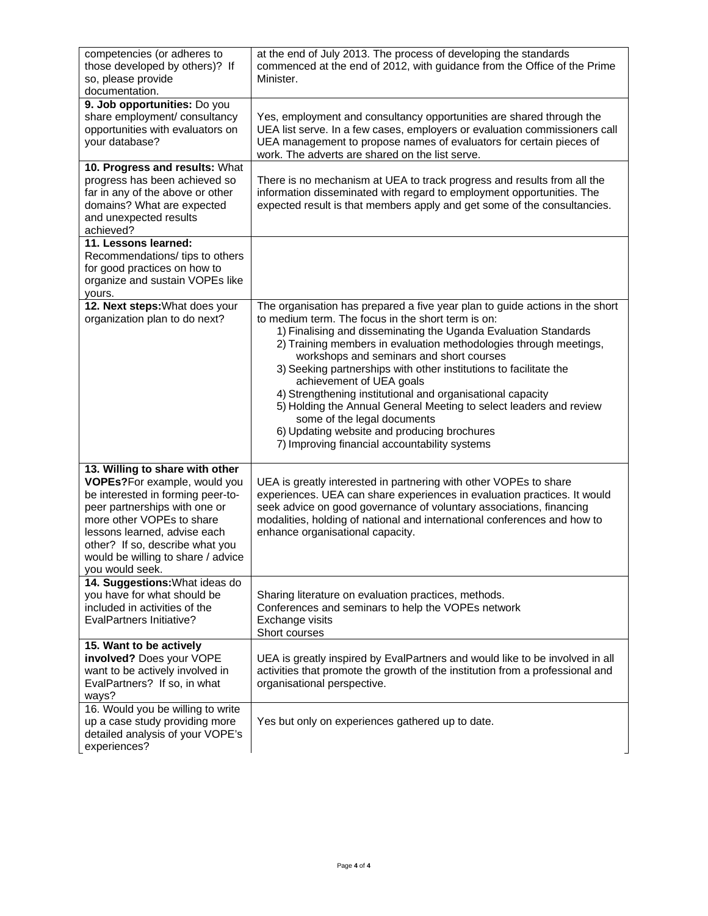| | |
|---|---|
| competencies (or adheres to those developed by others)? If so, please provide documentation. | at the end of July 2013. The process of developing the standards commenced at the end of 2012, with guidance from the Office of the Prime Minister. |
| **9. Job opportunities:** Do you share employment/ consultancy opportunities with evaluators on your database? | Yes, employment and consultancy opportunities are shared through the UEA list serve. In a few cases, employers or evaluation commissioners call UEA management to propose names of evaluators for certain pieces of work. The adverts are shared on the list serve. |
| **10. Progress and results:** What progress has been achieved so far in any of the above or other domains? What are expected and unexpected results achieved? | There is no mechanism at UEA to track progress and results from all the information disseminated with regard to employment opportunities. The expected result is that members apply and get some of the consultancies. |
| **11. Lessons learned:** Recommendations/ tips to others for good practices on how to organize and sustain VOPEs like yours. | |
| **12. Next steps:** What does your organization plan to do next? | The organisation has prepared a five year plan to guide actions in the short to medium term. The focus in the short term is on:<br>1) Finalising and disseminating the Uganda Evaluation Standards<br>2) Training members in evaluation methodologies through meetings, workshops and seminars and short courses<br>3) Seeking partnerships with other institutions to facilitate the achievement of UEA goals<br>4) Strengthening institutional and organisational capacity<br>5) Holding the Annual General Meeting to select leaders and review some of the legal documents<br>6) Updating website and producing brochures<br>7) Improving financial accountability systems |
| **13. Willing to share with other VOPEs?** For example, would you be interested in forming peer-to-peer partnerships with one or more other VOPEs to share lessons learned, advise each other? If so, describe what you would be willing to share / advice you would seek. | UEA is greatly interested in partnering with other VOPEs to share experiences. UEA can share experiences in evaluation practices. It would seek advice on good governance of voluntary associations, financing modalities, holding of national and international conferences and how to enhance organisational capacity. |
| **14. Suggestions:** What ideas do you have for what should be included in activities of the EvalPartners Initiative? | Sharing literature on evaluation practices, methods.<br>Conferences and seminars to help the VOPEs network<br>Exchange visits<br>Short courses |
| **15. Want to be actively involved?** Does your VOPE want to be actively involved in EvalPartners? If so, in what ways? | UEA is greatly inspired by EvalPartners and would like to be involved in all activities that promote the growth of the institution from a professional and organisational perspective. |
| 16. Would you be willing to write up a case study providing more detailed analysis of your VOPE's experiences? | Yes but only on experiences gathered up to date. |